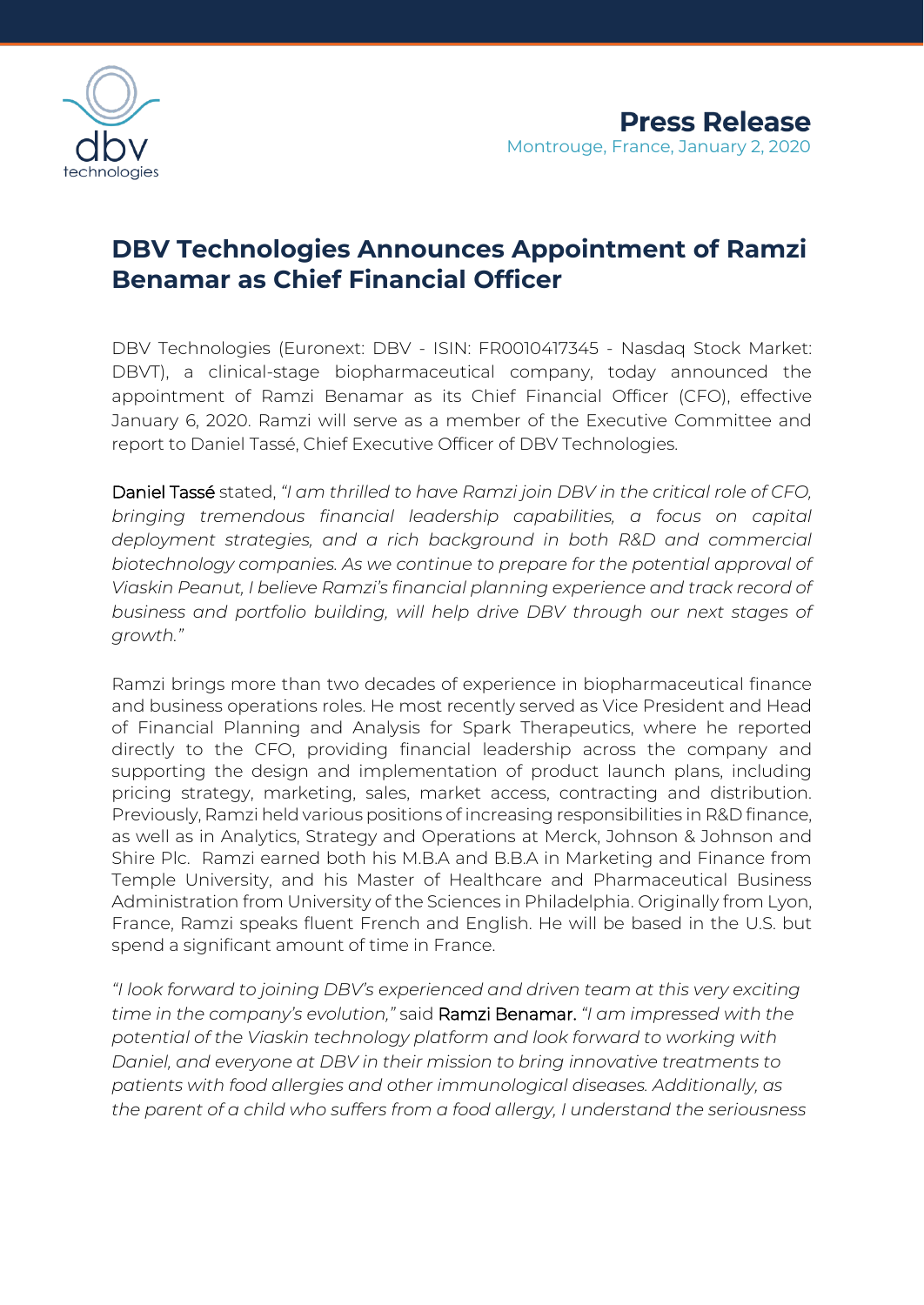**Press Release**
Montrouge, France, January 2, 2020

# DBV Technologies Announces Appointment of Ramzi Benamar as Chief Financial Officer

DBV Technologies (Euronext: DBV - ISIN: FR0010417345 - Nasdaq Stock Market: DBVT), a clinical-stage biopharmaceutical company, today announced the appointment of Ramzi Benamar as its Chief Financial Officer (CFO), effective January 6, 2020. Ramzi will serve as a member of the Executive Committee and report to Daniel Tassé, Chief Executive Officer of DBV Technologies.

Daniel Tassé stated, *"I am thrilled to have Ramzi join DBV in the critical role of CFO, bringing tremendous financial leadership capabilities, a focus on capital deployment strategies, and a rich background in both R&D and commercial biotechnology companies. As we continue to prepare for the potential approval of Viaskin Peanut, I believe Ramzi's financial planning experience and track record of business and portfolio building, will help drive DBV through our next stages of growth."*

Ramzi brings more than two decades of experience in biopharmaceutical finance and business operations roles. He most recently served as Vice President and Head of Financial Planning and Analysis for Spark Therapeutics, where he reported directly to the CFO, providing financial leadership across the company and supporting the design and implementation of product launch plans, including pricing strategy, marketing, sales, market access, contracting and distribution. Previously, Ramzi held various positions of increasing responsibilities in R&D finance, as well as in Analytics, Strategy and Operations at Merck, Johnson & Johnson and Shire Plc. Ramzi earned both his M.B.A and B.B.A in Marketing and Finance from Temple University, and his Master of Healthcare and Pharmaceutical Business Administration from University of the Sciences in Philadelphia. Originally from Lyon, France, Ramzi speaks fluent French and English. He will be based in the U.S. but spend a significant amount of time in France.

*"I look forward to joining DBV's experienced and driven team at this very exciting time in the company's evolution,"* said Ramzi Benamar. *"I am impressed with the potential of the Viaskin technology platform and look forward to working with Daniel, and everyone at DBV in their mission to bring innovative treatments to patients with food allergies and other immunological diseases. Additionally, as the parent of a child who suffers from a food allergy, I understand the seriousness*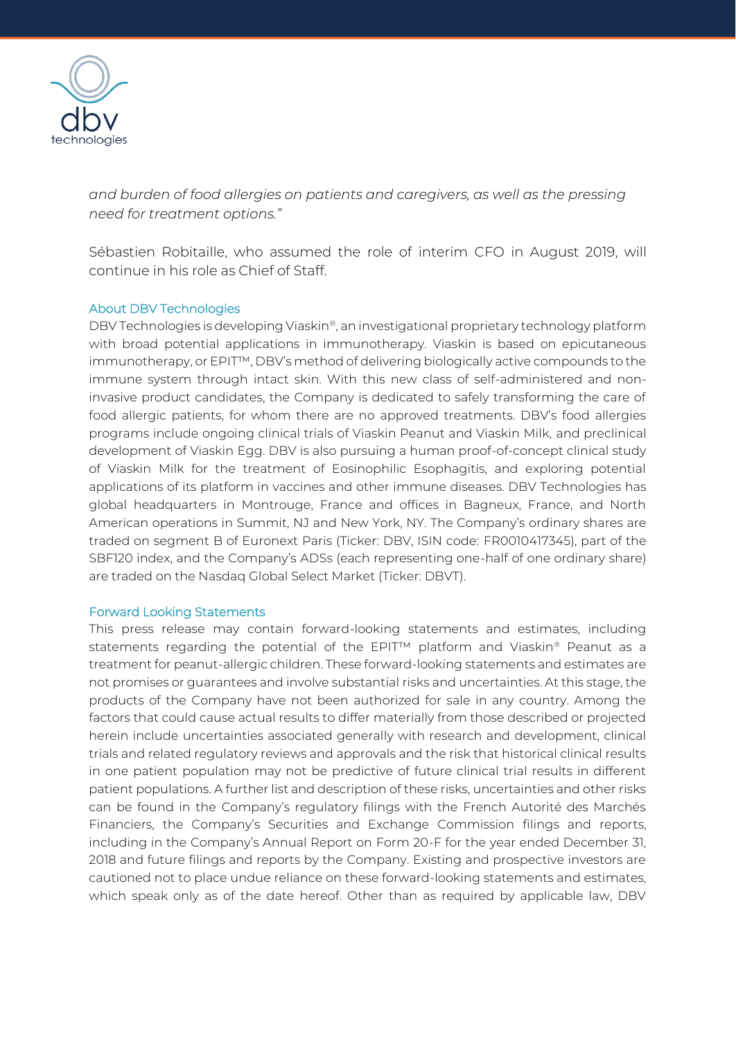*and burden of food allergies on patients and caregivers, as well as the pressing need for treatment options."*

Sébastien Robitaille, who assumed the role of interim CFO in August 2019, will continue in his role as Chief of Staff.

## About DBV Technologies

DBV Technologies is developing Viaskin®, an investigational proprietary technology platform with broad potential applications in immunotherapy. Viaskin is based on epicutaneous immunotherapy, or EPIT™, DBV's method of delivering biologically active compounds to the immune system through intact skin. With this new class of self-administered and non-invasive product candidates, the Company is dedicated to safely transforming the care of food allergic patients, for whom there are no approved treatments. DBV's food allergies programs include ongoing clinical trials of Viaskin Peanut and Viaskin Milk, and preclinical development of Viaskin Egg. DBV is also pursuing a human proof-of-concept clinical study of Viaskin Milk for the treatment of Eosinophilic Esophagitis, and exploring potential applications of its platform in vaccines and other immune diseases. DBV Technologies has global headquarters in Montrouge, France and offices in Bagneux, France, and North American operations in Summit, NJ and New York, NY. The Company's ordinary shares are traded on segment B of Euronext Paris (Ticker: DBV, ISIN code: FR0010417345), part of the SBF120 index, and the Company's ADSs (each representing one-half of one ordinary share) are traded on the Nasdaq Global Select Market (Ticker: DBVT).

## Forward Looking Statements

This press release may contain forward-looking statements and estimates, including statements regarding the potential of the EPIT™ platform and Viaskin® Peanut as a treatment for peanut-allergic children. These forward-looking statements and estimates are not promises or guarantees and involve substantial risks and uncertainties. At this stage, the products of the Company have not been authorized for sale in any country. Among the factors that could cause actual results to differ materially from those described or projected herein include uncertainties associated generally with research and development, clinical trials and related regulatory reviews and approvals and the risk that historical clinical results in one patient population may not be predictive of future clinical trial results in different patient populations. A further list and description of these risks, uncertainties and other risks can be found in the Company's regulatory filings with the French Autorité des Marchés Financiers, the Company's Securities and Exchange Commission filings and reports, including in the Company's Annual Report on Form 20-F for the year ended December 31, 2018 and future filings and reports by the Company. Existing and prospective investors are cautioned not to place undue reliance on these forward-looking statements and estimates, which speak only as of the date hereof. Other than as required by applicable law, DBV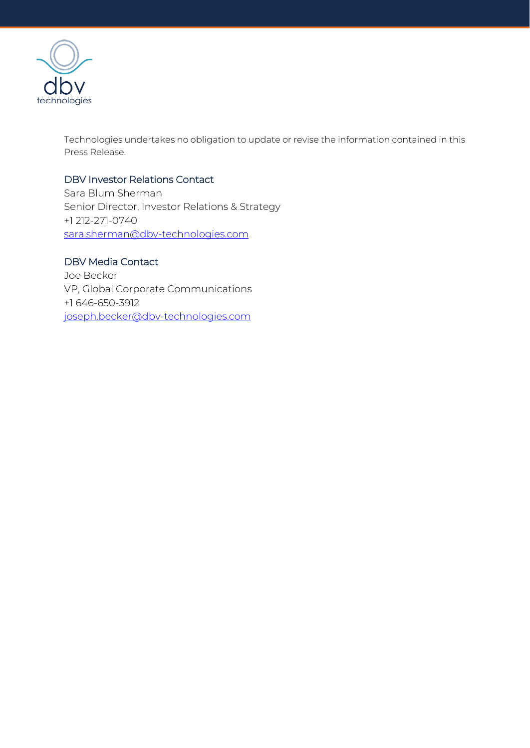Technologies undertakes no obligation to update or revise the information contained in this Press Release.

### DBV Investor Relations Contact

Sara Blum Sherman
Senior Director, Investor Relations & Strategy
+1 212-271-0740
sara.sherman@dbv-technologies.com

### DBV Media Contact

Joe Becker
VP, Global Corporate Communications
+1 646-650-3912
joseph.becker@dbv-technologies.com